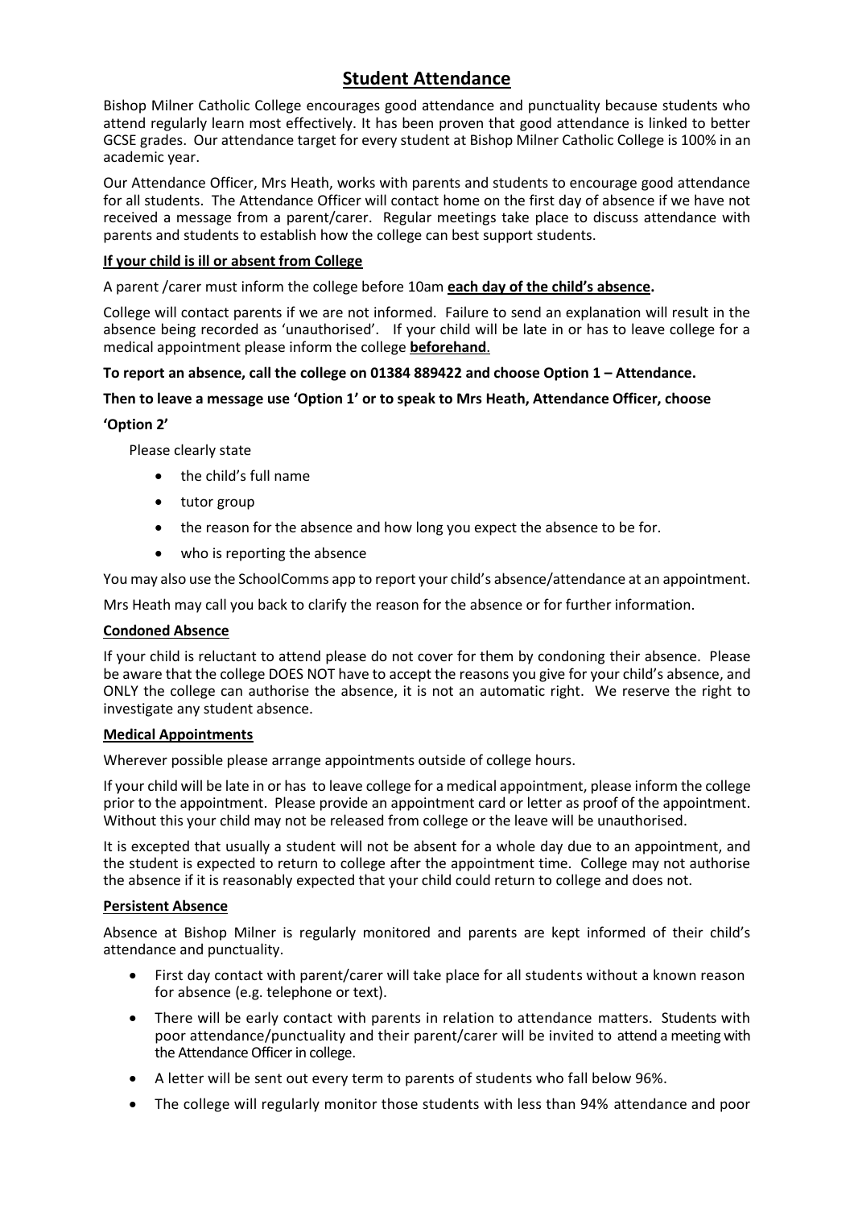# Student Attendance

Bishop Milner Catholic College encourages good attendance and punctuality because students who attend regularly learn most effectively. It has been proven that good attendance is linked to better GCSE grades. Our attendance target for every student at Bishop Milner Catholic College is 100% in an academic year.

Our Attendance Officer, Mrs Heath, works with parents and students to encourage good attendance for all students. The Attendance Officer will contact home on the first day of absence if we have not received a message from a parent/carer. Regular meetings take place to discuss attendance with parents and students to establish how the college can best support students.

## If your child is ill or absent from College

A parent /carer must inform the college before 10am **each day of the child's absence.**

College will contact parents if we are not informed. Failure to send an explanation will result in the absence being recorded as 'unauthorised'. If your child will be late in or has to leave college for a medical appointment please inform the college **beforehand**.

**To report an absence, call the college on 01384 889422 and choose Option 1 – Attendance.**

**Then to leave a message use 'Option 1' or to speak to Mrs Heath, Attendance Officer, choose 'Option 2'**

Please clearly state

- the child's full name
- tutor group
- the reason for the absence and how long you expect the absence to be for.
- who is reporting the absence

You may also use the SchoolComms app to report your child's absence/attendance at an appointment.

Mrs Heath may call you back to clarify the reason for the absence or for further information.

## Condoned Absence

If your child is reluctant to attend please do not cover for them by condoning their absence. Please be aware that the college DOES NOT have to accept the reasons you give for your child's absence, and ONLY the college can authorise the absence, it is not an automatic right. We reserve the right to investigate any student absence.

## Medical Appointments

Wherever possible please arrange appointments outside of college hours.

If your child will be late in or has to leave college for a medical appointment, please inform the college prior to the appointment. Please provide an appointment card or letter as proof of the appointment. Without this your child may not be released from college or the leave will be unauthorised.

It is excepted that usually a student will not be absent for a whole day due to an appointment, and the student is expected to return to college after the appointment time. College may not authorise the absence if it is reasonably expected that your child could return to college and does not.

## Persistent Absence

Absence at Bishop Milner is regularly monitored and parents are kept informed of their child's attendance and punctuality.

- First day contact with parent/carer will take place for all students without a known reason for absence (e.g. telephone or text).
- There will be early contact with parents in relation to attendance matters. Students with poor attendance/punctuality and their parent/carer will be invited to attend a meeting with the Attendance Officer in college.
- A letter will be sent out every term to parents of students who fall below 96%.
- The college will regularly monitor those students with less than 94% attendance and poor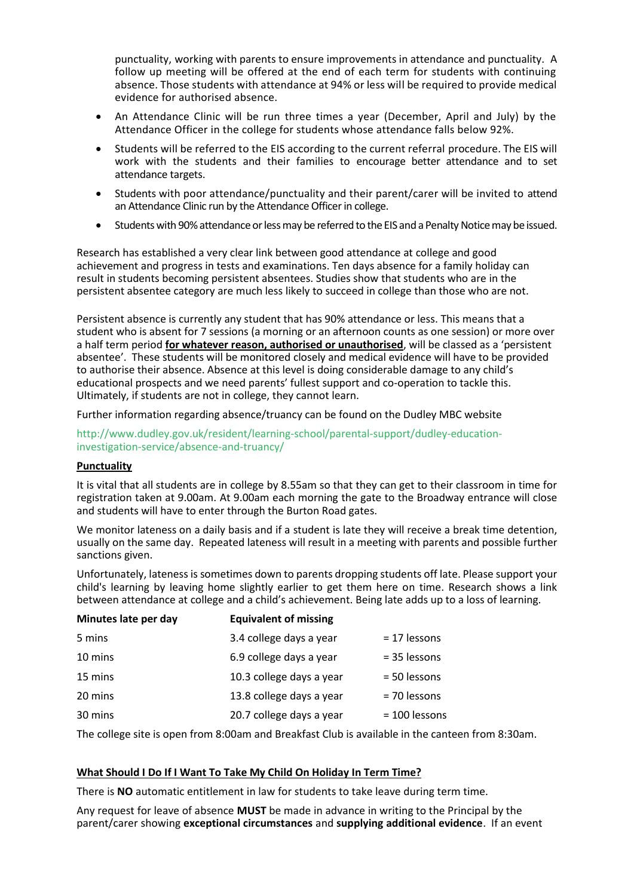punctuality, working with parents to ensure improvements in attendance and punctuality. A follow up meeting will be offered at the end of each term for students with continuing absence. Those students with attendance at 94% or less will be required to provide medical evidence for authorised absence.

- An Attendance Clinic will be run three times a year (December, April and July) by the Attendance Officer in the college for students whose attendance falls below 92%.
- Students will be referred to the EIS according to the current referral procedure. The EIS will work with the students and their families to encourage better attendance and to set attendance targets.
- Students with poor attendance/punctuality and their parent/carer will be invited to attend an Attendance Clinic run by the Attendance Officer in college.
- Students with 90% attendance or less may be referred to the EIS and a Penalty Notice may be issued.

Research has established a very clear link between good attendance at college and good achievement and progress in tests and examinations. Ten days absence for a family holiday can result in students becoming persistent absentees. Studies show that students who are in the persistent absentee category are much less likely to succeed in college than those who are not.

Persistent absence is currently any student that has 90% attendance or less. This means that a student who is absent for 7 sessions (a morning or an afternoon counts as one session) or more over a half term period **for whatever reason, authorised or unauthorised**, will be classed as a 'persistent absentee'. These students will be monitored closely and medical evidence will have to be provided to authorise their absence. Absence at this level is doing considerable damage to any child's educational prospects and we need parents' fullest support and co-operation to tackle this. Ultimately, if students are not in college, they cannot learn.

Further information regarding absence/truancy can be found on the Dudley MBC website

http://www.dudley.gov.uk/resident/learning-school/parental-support/dudley-education-investigation-service/absence-and-truancy/

## Punctuality

It is vital that all students are in college by 8.55am so that they can get to their classroom in time for registration taken at 9.00am. At 9.00am each morning the gate to the Broadway entrance will close and students will have to enter through the Burton Road gates.

We monitor lateness on a daily basis and if a student is late they will receive a break time detention, usually on the same day. Repeated lateness will result in a meeting with parents and possible further sanctions given.

Unfortunately, lateness is sometimes down to parents dropping students off late. Please support your child's learning by leaving home slightly earlier to get them here on time. Research shows a link between attendance at college and a child's achievement. Being late adds up to a loss of learning.

| Minutes late per day | Equivalent of missing | |
|---|---|---|
| 5 mins | 3.4 college days a year | = 17 lessons |
| 10 mins | 6.9 college days a year | = 35 lessons |
| 15 mins | 10.3 college days a year | = 50 lessons |
| 20 mins | 13.8 college days a year | = 70 lessons |
| 30 mins | 20.7 college days a year | = 100 lessons |

The college site is open from 8:00am and Breakfast Club is available in the canteen from 8:30am.

## What Should I Do If I Want To Take My Child On Holiday In Term Time?

There is **NO** automatic entitlement in law for students to take leave during term time.

Any request for leave of absence **MUST** be made in advance in writing to the Principal by the parent/carer showing **exceptional circumstances** and **supplying additional evidence**. If an event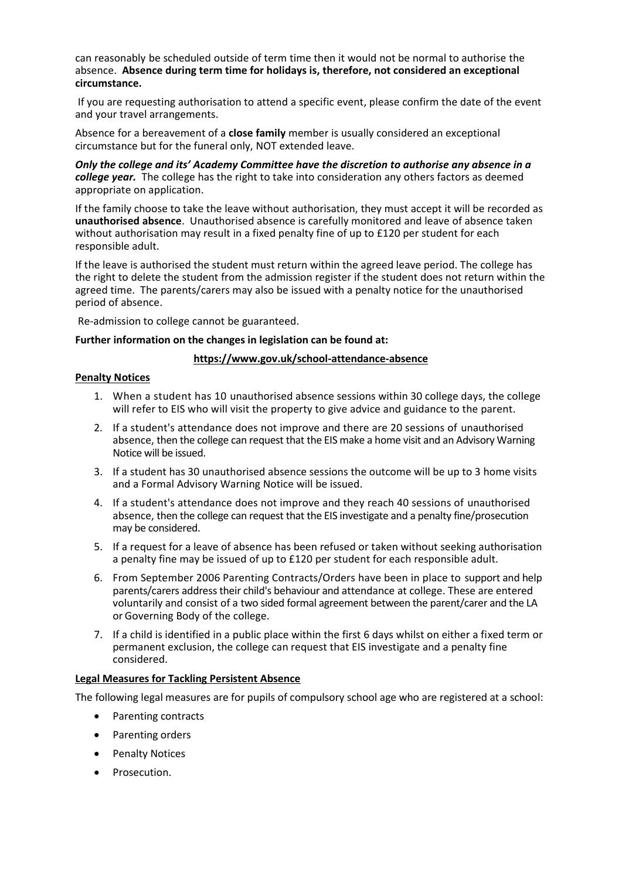can reasonably be scheduled outside of term time then it would not be normal to authorise the absence. **Absence during term time for holidays is, therefore, not considered an exceptional circumstance.**

If you are requesting authorisation to attend a specific event, please confirm the date of the event and your travel arrangements.

Absence for a bereavement of a **close family** member is usually considered an exceptional circumstance but for the funeral only, NOT extended leave.

***Only the college and its' Academy Committee have the discretion to authorise any absence in a college year.*** The college has the right to take into consideration any others factors as deemed appropriate on application.

If the family choose to take the leave without authorisation, they must accept it will be recorded as **unauthorised absence**. Unauthorised absence is carefully monitored and leave of absence taken without authorisation may result in a fixed penalty fine of up to £120 per student for each responsible adult.

If the leave is authorised the student must return within the agreed leave period. The college has the right to delete the student from the admission register if the student does not return within the agreed time. The parents/carers may also be issued with a penalty notice for the unauthorised period of absence.

Re-admission to college cannot be guaranteed.

**Further information on the changes in legislation can be found at:**

**https://www.gov.uk/school-attendance-absence**

**Penalty Notices**

1. When a student has 10 unauthorised absence sessions within 30 college days, the college will refer to EIS who will visit the property to give advice and guidance to the parent.
2. If a student's attendance does not improve and there are 20 sessions of unauthorised absence, then the college can request that the EIS make a home visit and an Advisory Warning Notice will be issued.
3. If a student has 30 unauthorised absence sessions the outcome will be up to 3 home visits and a Formal Advisory Warning Notice will be issued.
4. If a student's attendance does not improve and they reach 40 sessions of unauthorised absence, then the college can request that the EIS investigate and a penalty fine/prosecution may be considered.
5. If a request for a leave of absence has been refused or taken without seeking authorisation a penalty fine may be issued of up to £120 per student for each responsible adult.
6. From September 2006 Parenting Contracts/Orders have been in place to support and help parents/carers address their child's behaviour and attendance at college. These are entered voluntarily and consist of a two sided formal agreement between the parent/carer and the LA or Governing Body of the college.
7. If a child is identified in a public place within the first 6 days whilst on either a fixed term or permanent exclusion, the college can request that EIS investigate and a penalty fine considered.

**Legal Measures for Tackling Persistent Absence**

The following legal measures are for pupils of compulsory school age who are registered at a school:

- Parenting contracts
- Parenting orders
- Penalty Notices
- Prosecution.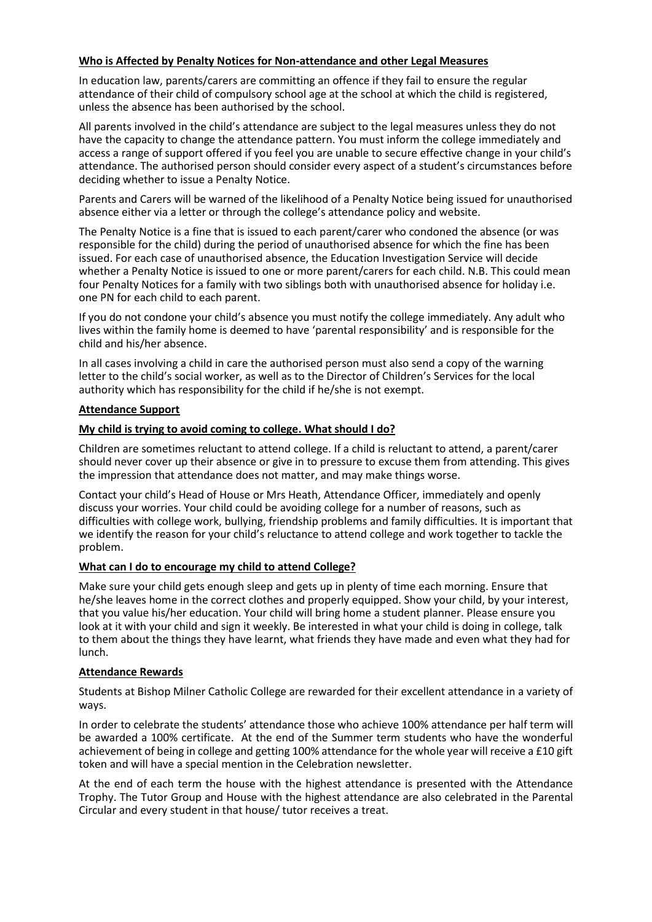**Who is Affected by Penalty Notices for Non-attendance and other Legal Measures**

In education law, parents/carers are committing an offence if they fail to ensure the regular attendance of their child of compulsory school age at the school at which the child is registered, unless the absence has been authorised by the school.

All parents involved in the child's attendance are subject to the legal measures unless they do not have the capacity to change the attendance pattern. You must inform the college immediately and access a range of support offered if you feel you are unable to secure effective change in your child's attendance. The authorised person should consider every aspect of a student's circumstances before deciding whether to issue a Penalty Notice.

Parents and Carers will be warned of the likelihood of a Penalty Notice being issued for unauthorised absence either via a letter or through the college's attendance policy and website.

The Penalty Notice is a fine that is issued to each parent/carer who condoned the absence (or was responsible for the child) during the period of unauthorised absence for which the fine has been issued. For each case of unauthorised absence, the Education Investigation Service will decide whether a Penalty Notice is issued to one or more parent/carers for each child. N.B. This could mean four Penalty Notices for a family with two siblings both with unauthorised absence for holiday i.e. one PN for each child to each parent.

If you do not condone your child's absence you must notify the college immediately. Any adult who lives within the family home is deemed to have 'parental responsibility' and is responsible for the child and his/her absence.

In all cases involving a child in care the authorised person must also send a copy of the warning letter to the child's social worker, as well as to the Director of Children's Services for the local authority which has responsibility for the child if he/she is not exempt.

**Attendance Support**

**My child is trying to avoid coming to college. What should I do?**

Children are sometimes reluctant to attend college. If a child is reluctant to attend, a parent/carer should never cover up their absence or give in to pressure to excuse them from attending. This gives the impression that attendance does not matter, and may make things worse.

Contact your child's Head of House or Mrs Heath, Attendance Officer, immediately and openly discuss your worries. Your child could be avoiding college for a number of reasons, such as difficulties with college work, bullying, friendship problems and family difficulties. It is important that we identify the reason for your child's reluctance to attend college and work together to tackle the problem.

**What can I do to encourage my child to attend College?**

Make sure your child gets enough sleep and gets up in plenty of time each morning. Ensure that he/she leaves home in the correct clothes and properly equipped. Show your child, by your interest, that you value his/her education. Your child will bring home a student planner. Please ensure you look at it with your child and sign it weekly. Be interested in what your child is doing in college, talk to them about the things they have learnt, what friends they have made and even what they had for lunch.

**Attendance Rewards**

Students at Bishop Milner Catholic College are rewarded for their excellent attendance in a variety of ways.

In order to celebrate the students' attendance those who achieve 100% attendance per half term will be awarded a 100% certificate. At the end of the Summer term students who have the wonderful achievement of being in college and getting 100% attendance for the whole year will receive a £10 gift token and will have a special mention in the Celebration newsletter.

At the end of each term the house with the highest attendance is presented with the Attendance Trophy. The Tutor Group and House with the highest attendance are also celebrated in the Parental Circular and every student in that house/ tutor receives a treat.